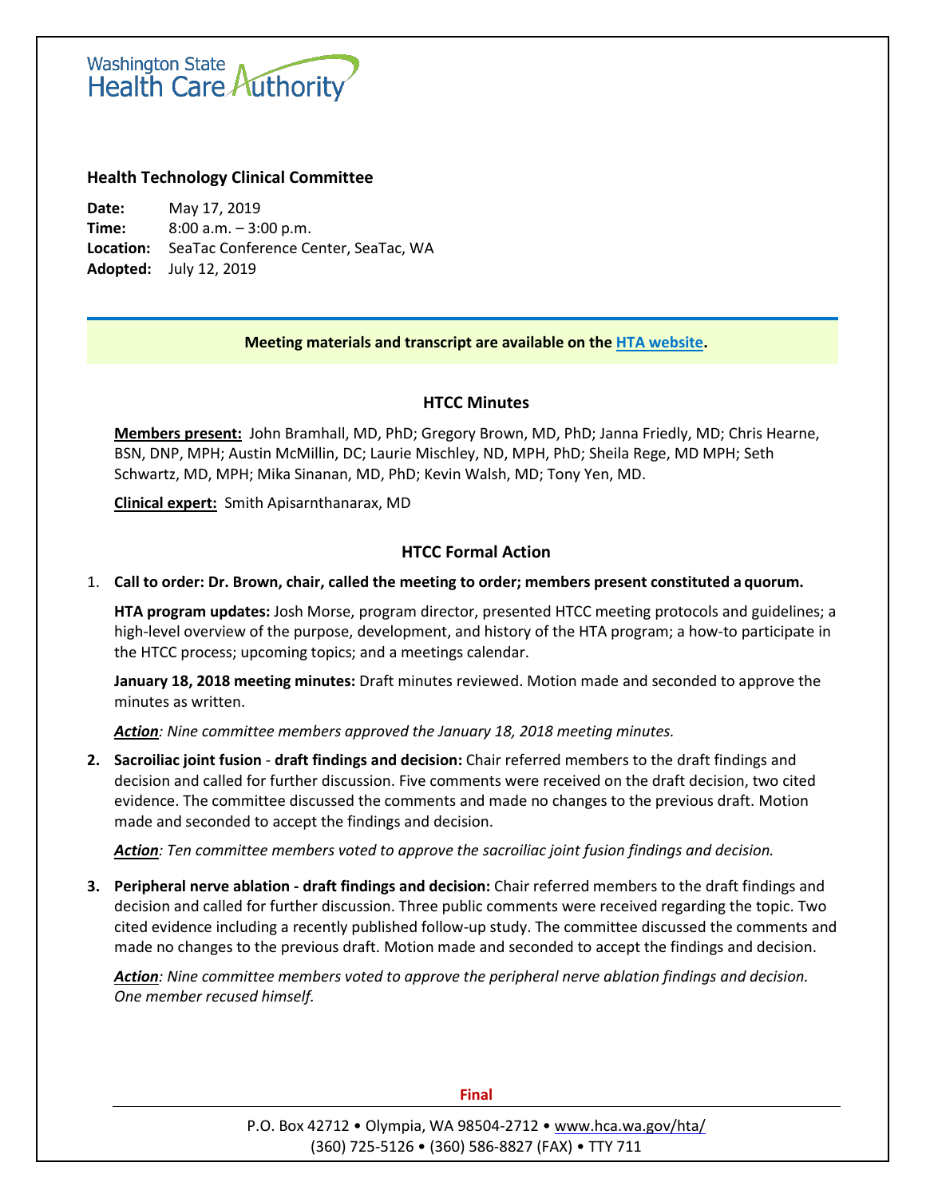Washington State Health Care Authority

### Health Technology Clinical Committee

**Date:** May 17, 2019
**Time:** 8:00 a.m. – 3:00 p.m.
**Location:** SeaTac Conference Center, SeaTac, WA
**Adopted:** July 12, 2019

**Meeting materials and transcript are available on the HTA website.**

## HTCC Minutes

**Members present:** John Bramhall, MD, PhD; Gregory Brown, MD, PhD; Janna Friedly, MD; Chris Hearne, BSN, DNP, MPH; Austin McMillin, DC; Laurie Mischley, ND, MPH, PhD; Sheila Rege, MD MPH; Seth Schwartz, MD, MPH; Mika Sinanan, MD, PhD; Kevin Walsh, MD; Tony Yen, MD.

**Clinical expert:** Smith Apisarnthanarax, MD

## HTCC Formal Action

1. **Call to order: Dr. Brown, chair, called the meeting to order; members present constituted a quorum.**

   **HTA program updates:** Josh Morse, program director, presented HTCC meeting protocols and guidelines; a high-level overview of the purpose, development, and history of the HTA program; a how-to participate in the HTCC process; upcoming topics; and a meetings calendar.

   **January 18, 2018 meeting minutes:** Draft minutes reviewed. Motion made and seconded to approve the minutes as written.

   ***Action**: Nine committee members approved the January 18, 2018 meeting minutes.*

2. **Sacroiliac joint fusion** - **draft findings and decision:** Chair referred members to the draft findings and decision and called for further discussion. Five comments were received on the draft decision, two cited evidence. The committee discussed the comments and made no changes to the previous draft. Motion made and seconded to accept the findings and decision.

   ***Action**: Ten committee members voted to approve the sacroiliac joint fusion findings and decision.*

3. **Peripheral nerve ablation - draft findings and decision:** Chair referred members to the draft findings and decision and called for further discussion. Three public comments were received regarding the topic. Two cited evidence including a recently published follow-up study. The committee discussed the comments and made no changes to the previous draft. Motion made and seconded to accept the findings and decision.

   ***Action**: Nine committee members voted to approve the peripheral nerve ablation findings and decision. One member recused himself.*

Final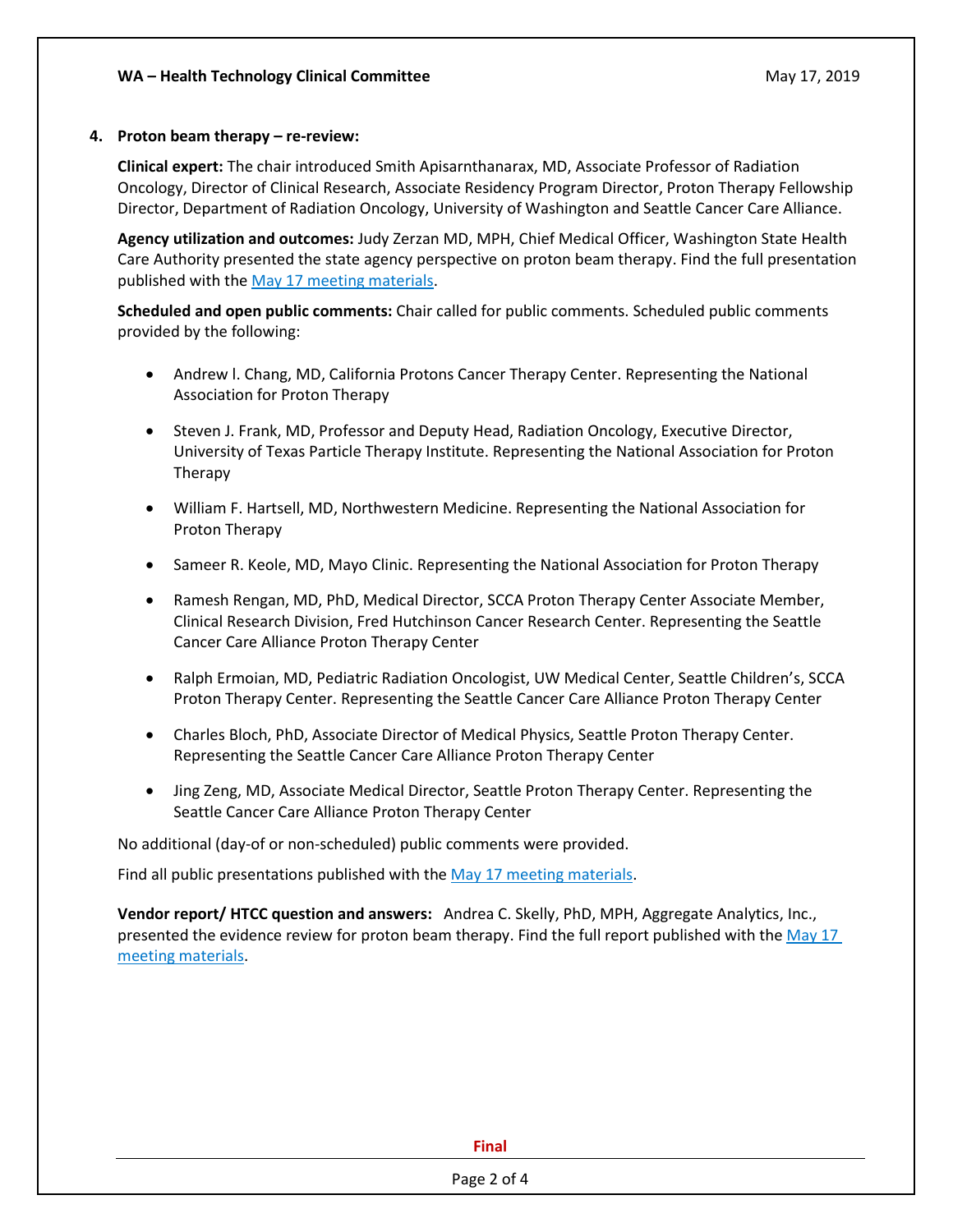4. **Proton beam therapy – re-review:**

**Clinical expert:** The chair introduced Smith Apisarnthanarax, MD, Associate Professor of Radiation Oncology, Director of Clinical Research, Associate Residency Program Director, Proton Therapy Fellowship Director, Department of Radiation Oncology, University of Washington and Seattle Cancer Care Alliance.

**Agency utilization and outcomes:** Judy Zerzan MD, MPH, Chief Medical Officer, Washington State Health Care Authority presented the state agency perspective on proton beam therapy. Find the full presentation published with the May 17 meeting materials.

**Scheduled and open public comments:** Chair called for public comments. Scheduled public comments provided by the following:

- Andrew l. Chang, MD, California Protons Cancer Therapy Center. Representing the National Association for Proton Therapy
- Steven J. Frank, MD, Professor and Deputy Head, Radiation Oncology, Executive Director, University of Texas Particle Therapy Institute. Representing the National Association for Proton Therapy
- William F. Hartsell, MD, Northwestern Medicine. Representing the National Association for Proton Therapy
- Sameer R. Keole, MD, Mayo Clinic. Representing the National Association for Proton Therapy
- Ramesh Rengan, MD, PhD, Medical Director, SCCA Proton Therapy Center Associate Member, Clinical Research Division, Fred Hutchinson Cancer Research Center. Representing the Seattle Cancer Care Alliance Proton Therapy Center
- Ralph Ermoian, MD, Pediatric Radiation Oncologist, UW Medical Center, Seattle Children's, SCCA Proton Therapy Center. Representing the Seattle Cancer Care Alliance Proton Therapy Center
- Charles Bloch, PhD, Associate Director of Medical Physics, Seattle Proton Therapy Center. Representing the Seattle Cancer Care Alliance Proton Therapy Center
- Jing Zeng, MD, Associate Medical Director, Seattle Proton Therapy Center. Representing the Seattle Cancer Care Alliance Proton Therapy Center

No additional (day-of or non-scheduled) public comments were provided.

Find all public presentations published with the May 17 meeting materials.

**Vendor report/ HTCC question and answers:** Andrea C. Skelly, PhD, MPH, Aggregate Analytics, Inc., presented the evidence review for proton beam therapy. Find the full report published with the May 17 meeting materials.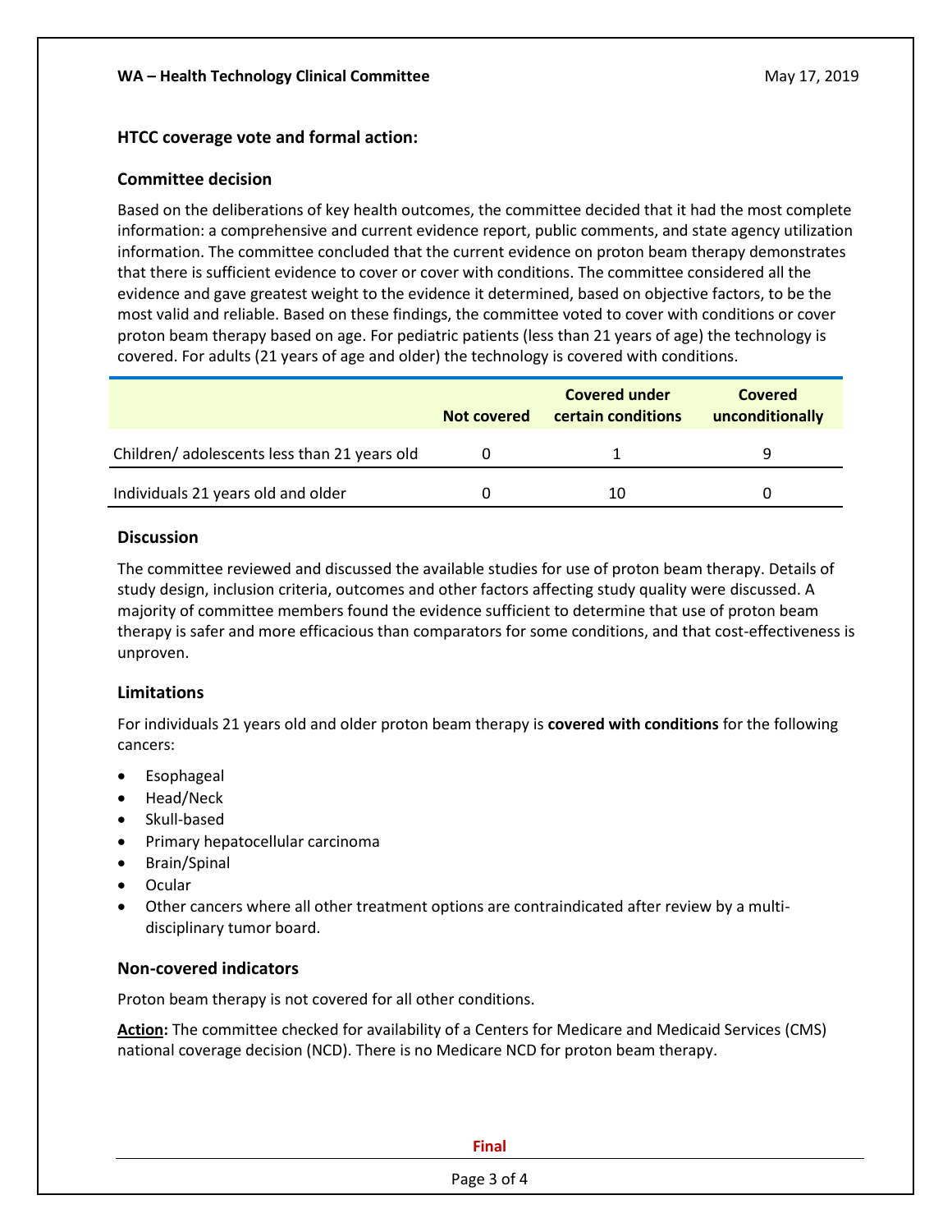### HTCC coverage vote and formal action:

#### Committee decision

Based on the deliberations of key health outcomes, the committee decided that it had the most complete information: a comprehensive and current evidence report, public comments, and state agency utilization information. The committee concluded that the current evidence on proton beam therapy demonstrates that there is sufficient evidence to cover or cover with conditions. The committee considered all the evidence and gave greatest weight to the evidence it determined, based on objective factors, to be the most valid and reliable. Based on these findings, the committee voted to cover with conditions or cover proton beam therapy based on age. For pediatric patients (less than 21 years of age) the technology is covered. For adults (21 years of age and older) the technology is covered with conditions.

| | Not covered | Covered under certain conditions | Covered unconditionally |
|---|---|---|---|
| Children/ adolescents less than 21 years old | 0 | 1 | 9 |
| Individuals 21 years old and older | 0 | 10 | 0 |

#### Discussion

The committee reviewed and discussed the available studies for use of proton beam therapy. Details of study design, inclusion criteria, outcomes and other factors affecting study quality were discussed. A majority of committee members found the evidence sufficient to determine that use of proton beam therapy is safer and more efficacious than comparators for some conditions, and that cost-effectiveness is unproven.

#### Limitations

For individuals 21 years old and older proton beam therapy is **covered with conditions** for the following cancers:

- Esophageal
- Head/Neck
- Skull-based
- Primary hepatocellular carcinoma
- Brain/Spinal
- Ocular
- Other cancers where all other treatment options are contraindicated after review by a multi-disciplinary tumor board.

#### Non-covered indicators

Proton beam therapy is not covered for all other conditions.

**Action:** The committee checked for availability of a Centers for Medicare and Medicaid Services (CMS) national coverage decision (NCD). There is no Medicare NCD for proton beam therapy.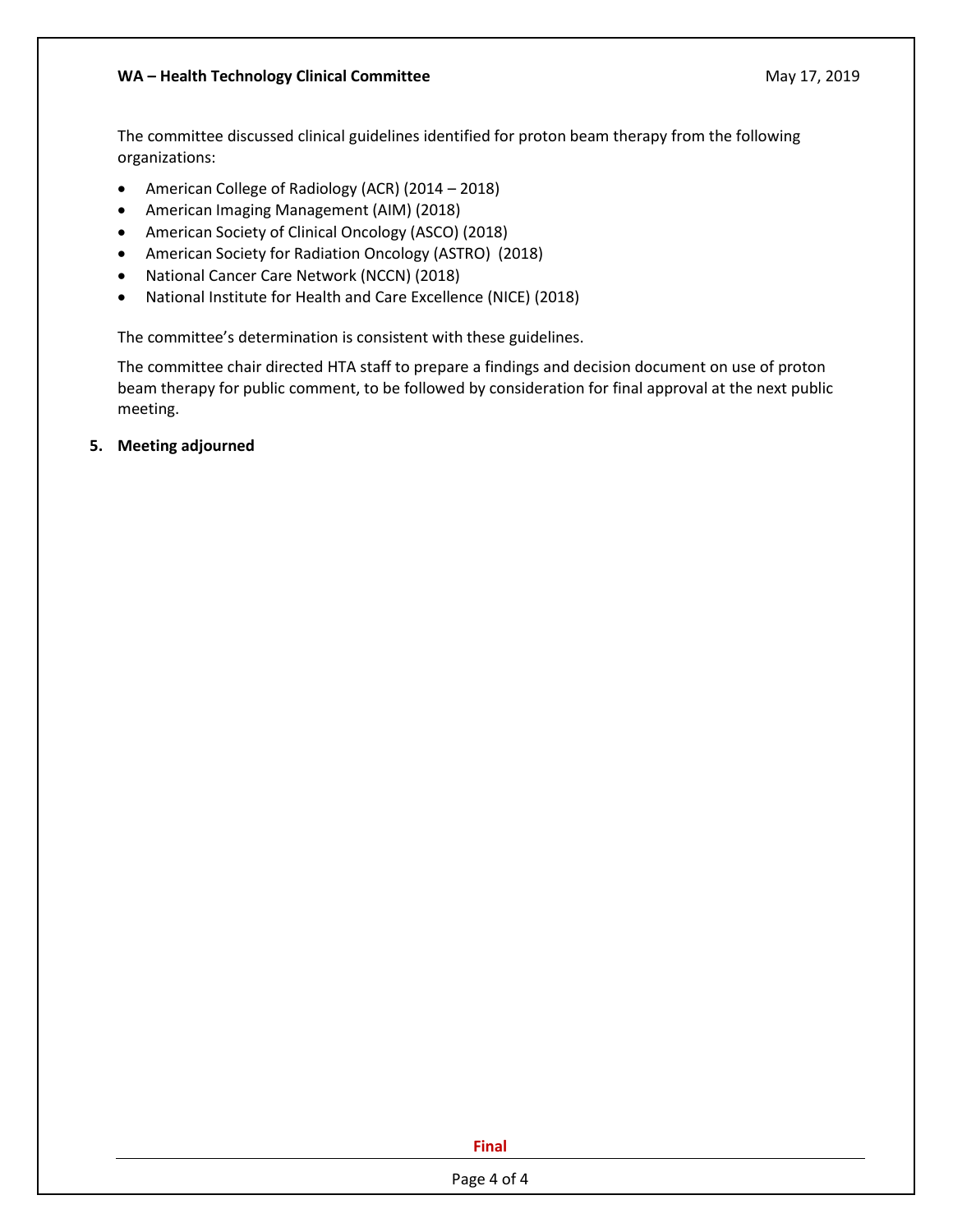The committee discussed clinical guidelines identified for proton beam therapy from the following organizations:

- American College of Radiology (ACR) (2014 – 2018)
- American Imaging Management (AIM) (2018)
- American Society of Clinical Oncology (ASCO) (2018)
- American Society for Radiation Oncology (ASTRO) (2018)
- National Cancer Care Network (NCCN) (2018)
- National Institute for Health and Care Excellence (NICE) (2018)

The committee's determination is consistent with these guidelines.

The committee chair directed HTA staff to prepare a findings and decision document on use of proton beam therapy for public comment, to be followed by consideration for final approval at the next public meeting.

**5. Meeting adjourned**